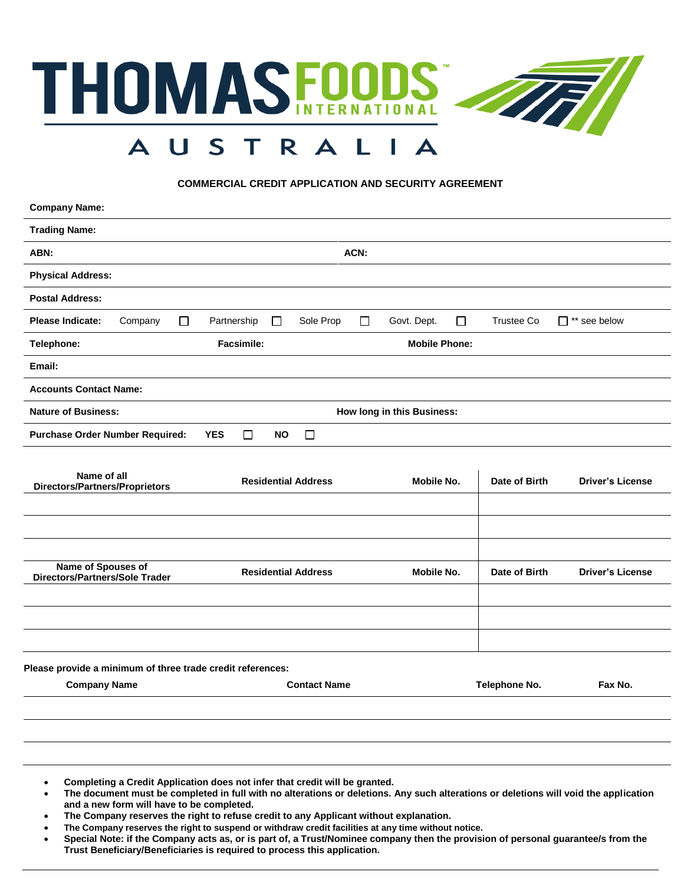# THOMAS FOODS INTERNATIONAL

## AUSTRALIA

### COMMERCIAL CREDIT APPLICATION AND SECURITY AGREEMENT

**Company Name:**

**Trading Name:**

**ABN:** **ACN:**

**Physical Address:**

**Postal Address:**

**Please Indicate:** Company ☐ Partnership ☐ Sole Prop ☐ Govt. Dept. ☐ Trustee Co ☐ ** see below

**Telephone:** **Facsimile:** **Mobile Phone:**

**Email:**

**Accounts Contact Name:**

**Nature of Business:** **How long in this Business:**

**Purchase Order Number Required:** **YES** ☐ **NO** ☐

| Name of all Directors/Partners/Proprietors | Residential Address | Mobile No. | Date of Birth | Driver's License |
|---|---|---|---|---|
| | | | | |
| | | | | |
| | | | | |

| Name of Spouses of Directors/Partners/Sole Trader | Residential Address | Mobile No. | Date of Birth | Driver's License |
|---|---|---|---|---|
| | | | | |
| | | | | |
| | | | | |

**Please provide a minimum of three trade credit references:**

| Company Name | Contact Name | Telephone No. | Fax No. |
|---|---|---|---|
| | | | |
| | | | |
| | | | |

- **Completing a Credit Application does not infer that credit will be granted.**
- **The document must be completed in full with no alterations or deletions. Any such alterations or deletions will void the application and a new form will have to be completed.**
- **The Company reserves the right to refuse credit to any Applicant without explanation.**
- **The Company reserves the right to suspend or withdraw credit facilities at any time without notice.**
- **Special Note: if the Company acts as, or is part of, a Trust/Nominee company then the provision of personal guarantee/s from the Trust Beneficiary/Beneficiaries is required to process this application.**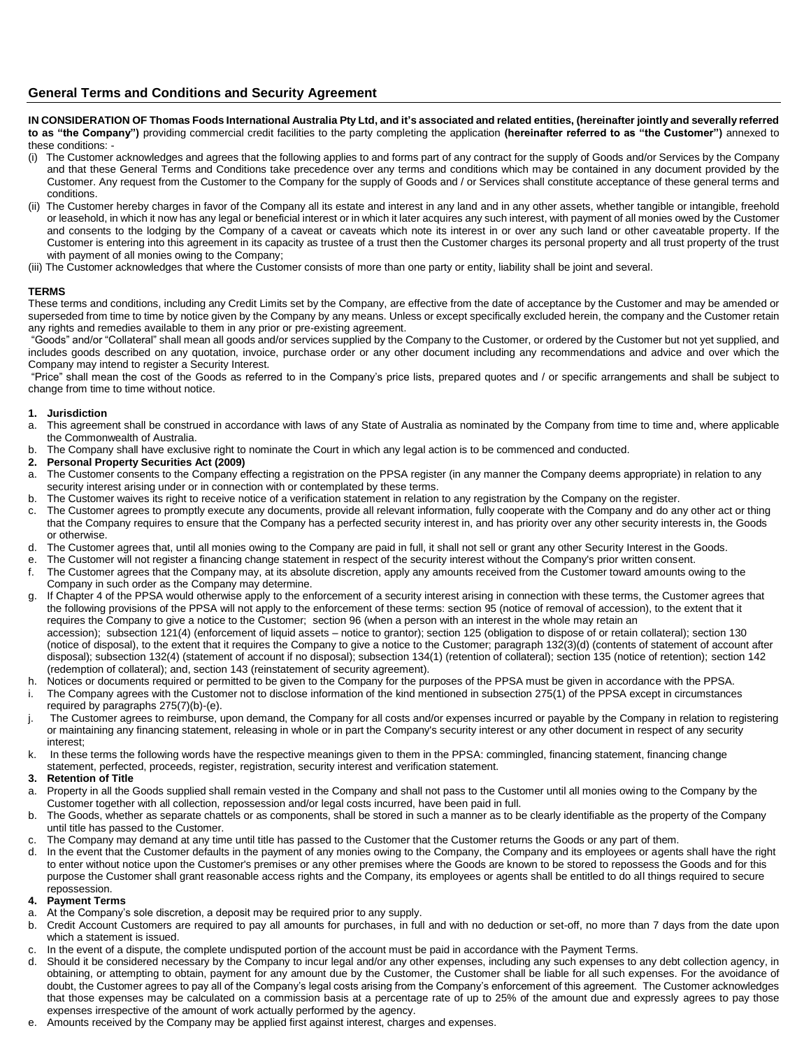## General Terms and Conditions and Security Agreement

**IN CONSIDERATION OF Thomas Foods International Australia Pty Ltd, and it's associated and related entities, (hereinafter jointly and severally referred to as "the Company")** providing commercial credit facilities to the party completing the application **(hereinafter referred to as "the Customer")** annexed to these conditions: -

(i) The Customer acknowledges and agrees that the following applies to and forms part of any contract for the supply of Goods and/or Services by the Company and that these General Terms and Conditions take precedence over any terms and conditions which may be contained in any document provided by the Customer. Any request from the Customer to the Company for the supply of Goods and / or Services shall constitute acceptance of these general terms and conditions.

(ii) The Customer hereby charges in favor of the Company all its estate and interest in any land and in any other assets, whether tangible or intangible, freehold or leasehold, in which it now has any legal or beneficial interest or in which it later acquires any such interest, with payment of all monies owed by the Customer and consents to the lodging by the Company of a caveat or caveats which note its interest in or over any such land or other caveatable property. If the Customer is entering into this agreement in its capacity as trustee of a trust then the Customer charges its personal property and all trust property of the trust with payment of all monies owing to the Company;

(iii) The Customer acknowledges that where the Customer consists of more than one party or entity, liability shall be joint and several.

**TERMS**

These terms and conditions, including any Credit Limits set by the Company, are effective from the date of acceptance by the Customer and may be amended or superseded from time to time by notice given by the Company by any means. Unless or except specifically excluded herein, the company and the Customer retain any rights and remedies available to them in any prior or pre-existing agreement.

"Goods" and/or "Collateral" shall mean all goods and/or services supplied by the Company to the Customer, or ordered by the Customer but not yet supplied, and includes goods described on any quotation, invoice, purchase order or any other document including any recommendations and advice and over which the Company may intend to register a Security Interest.

"Price" shall mean the cost of the Goods as referred to in the Company's price lists, prepared quotes and / or specific arrangements and shall be subject to change from time to time without notice.

**1. Jurisdiction**

a. This agreement shall be construed in accordance with laws of any State of Australia as nominated by the Company from time to time and, where applicable the Commonwealth of Australia.
b. The Company shall have exclusive right to nominate the Court in which any legal action is to be commenced and conducted.

**2. Personal Property Securities Act (2009)**

a. The Customer consents to the Company effecting a registration on the PPSA register (in any manner the Company deems appropriate) in relation to any security interest arising under or in connection with or contemplated by these terms.
b. The Customer waives its right to receive notice of a verification statement in relation to any registration by the Company on the register.
c. The Customer agrees to promptly execute any documents, provide all relevant information, fully cooperate with the Company and do any other act or thing that the Company requires to ensure that the Company has a perfected security interest in, and has priority over any other security interests in, the Goods or otherwise.
d. The Customer agrees that, until all monies owing to the Company are paid in full, it shall not sell or grant any other Security Interest in the Goods.
e. The Customer will not register a financing change statement in respect of the security interest without the Company's prior written consent.
f. The Customer agrees that the Company may, at its absolute discretion, apply any amounts received from the Customer toward amounts owing to the Company in such order as the Company may determine.
g. If Chapter 4 of the PPSA would otherwise apply to the enforcement of a security interest arising in connection with these terms, the Customer agrees that the following provisions of the PPSA will not apply to the enforcement of these terms: section 95 (notice of removal of accession), to the extent that it requires the Company to give a notice to the Customer; section 96 (when a person with an interest in the whole may retain an accession); subsection 121(4) (enforcement of liquid assets – notice to grantor); section 125 (obligation to dispose of or retain collateral); section 130 (notice of disposal), to the extent that it requires the Company to give a notice to the Customer; paragraph 132(3)(d) (contents of statement of account after disposal); subsection 132(4) (statement of account if no disposal); subsection 134(1) (retention of collateral); section 135 (notice of retention); section 142 (redemption of collateral); and, section 143 (reinstatement of security agreement).
h. Notices or documents required or permitted to be given to the Company for the purposes of the PPSA must be given in accordance with the PPSA.
i. The Company agrees with the Customer not to disclose information of the kind mentioned in subsection 275(1) of the PPSA except in circumstances required by paragraphs 275(7)(b)-(e).
j. The Customer agrees to reimburse, upon demand, the Company for all costs and/or expenses incurred or payable by the Company in relation to registering or maintaining any financing statement, releasing in whole or in part the Company's security interest or any other document in respect of any security interest;
k. In these terms the following words have the respective meanings given to them in the PPSA: commingled, financing statement, financing change statement, perfected, proceeds, register, registration, security interest and verification statement.

**3. Retention of Title**

a. Property in all the Goods supplied shall remain vested in the Company and shall not pass to the Customer until all monies owing to the Company by the Customer together with all collection, repossession and/or legal costs incurred, have been paid in full.
b. The Goods, whether as separate chattels or as components, shall be stored in such a manner as to be clearly identifiable as the property of the Company until title has passed to the Customer.
c. The Company may demand at any time until title has passed to the Customer that the Customer returns the Goods or any part of them.
d. In the event that the Customer defaults in the payment of any monies owing to the Company, the Company and its employees or agents shall have the right to enter without notice upon the Customer's premises or any other premises where the Goods are known to be stored to repossess the Goods and for this purpose the Customer shall grant reasonable access rights and the Company, its employees or agents shall be entitled to do all things required to secure repossession.

**4. Payment Terms**

a. At the Company's sole discretion, a deposit may be required prior to any supply.
b. Credit Account Customers are required to pay all amounts for purchases, in full and with no deduction or set-off, no more than 7 days from the date upon which a statement is issued.
c. In the event of a dispute, the complete undisputed portion of the account must be paid in accordance with the Payment Terms.
d. Should it be considered necessary by the Company to incur legal and/or any other expenses, including any such expenses to any debt collection agency, in obtaining, or attempting to obtain, payment for any amount due by the Customer, the Customer shall be liable for all such expenses. For the avoidance of doubt, the Customer agrees to pay all of the Company's legal costs arising from the Company's enforcement of this agreement. The Customer acknowledges that those expenses may be calculated on a commission basis at a percentage rate of up to 25% of the amount due and expressly agrees to pay those expenses irrespective of the amount of work actually performed by the agency.
e. Amounts received by the Company may be applied first against interest, charges and expenses.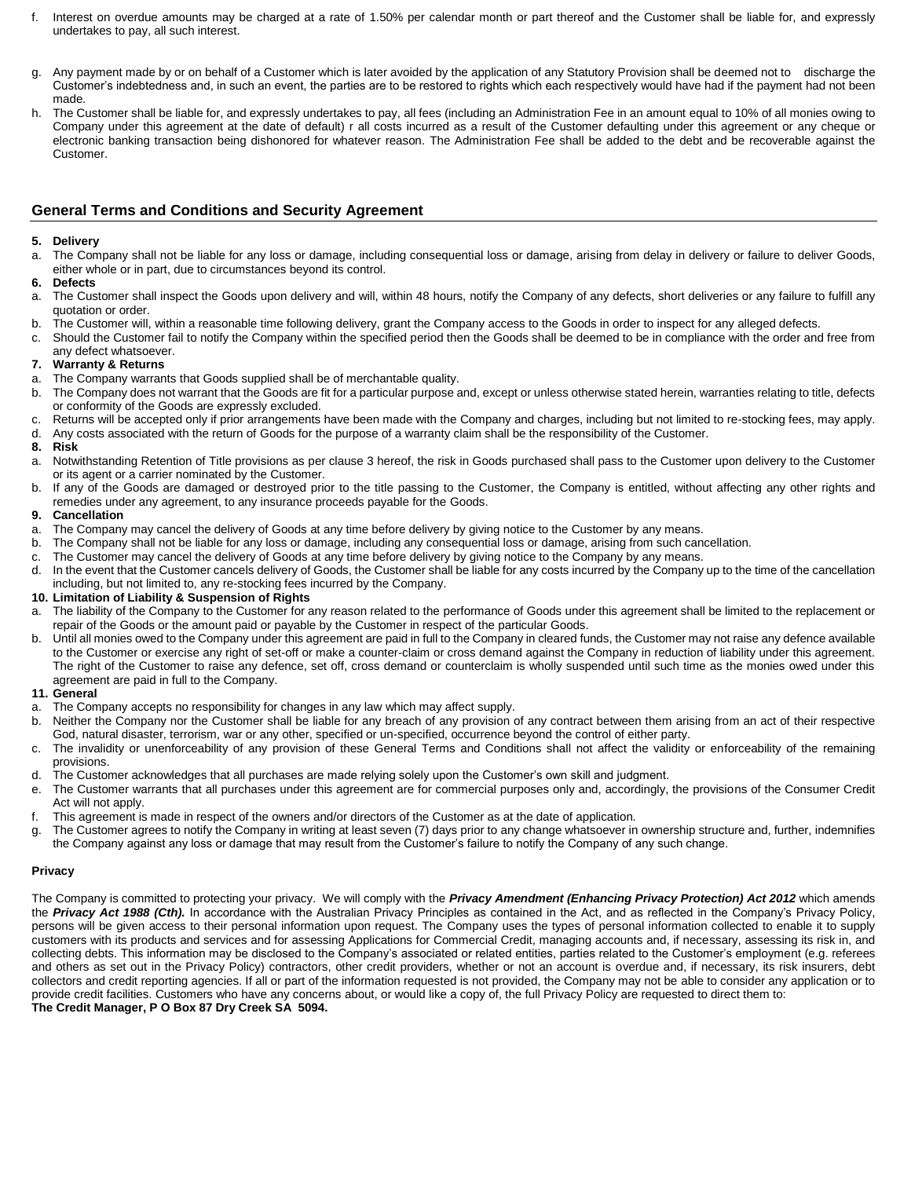f. Interest on overdue amounts may be charged at a rate of 1.50% per calendar month or part thereof and the Customer shall be liable for, and expressly undertakes to pay, all such interest.

g. Any payment made by or on behalf of a Customer which is later avoided by the application of any Statutory Provision shall be deemed not to discharge the Customer's indebtedness and, in such an event, the parties are to be restored to rights which each respectively would have had if the payment had not been made.

h. The Customer shall be liable for, and expressly undertakes to pay, all fees (including an Administration Fee in an amount equal to 10% of all monies owing to Company under this agreement at the date of default) r all costs incurred as a result of the Customer defaulting under this agreement or any cheque or electronic banking transaction being dishonored for whatever reason. The Administration Fee shall be added to the debt and be recoverable against the Customer.

## General Terms and Conditions and Security Agreement

**5. Delivery**

a. The Company shall not be liable for any loss or damage, including consequential loss or damage, arising from delay in delivery or failure to deliver Goods, either whole or in part, due to circumstances beyond its control.

**6. Defects**

a. The Customer shall inspect the Goods upon delivery and will, within 48 hours, notify the Company of any defects, short deliveries or any failure to fulfill any quotation or order.
b. The Customer will, within a reasonable time following delivery, grant the Company access to the Goods in order to inspect for any alleged defects.
c. Should the Customer fail to notify the Company within the specified period then the Goods shall be deemed to be in compliance with the order and free from any defect whatsoever.

**7. Warranty & Returns**

a. The Company warrants that Goods supplied shall be of merchantable quality.
b. The Company does not warrant that the Goods are fit for a particular purpose and, except or unless otherwise stated herein, warranties relating to title, defects or conformity of the Goods are expressly excluded.
c. Returns will be accepted only if prior arrangements have been made with the Company and charges, including but not limited to re-stocking fees, may apply.
d. Any costs associated with the return of Goods for the purpose of a warranty claim shall be the responsibility of the Customer.

**8. Risk**

a. Notwithstanding Retention of Title provisions as per clause 3 hereof, the risk in Goods purchased shall pass to the Customer upon delivery to the Customer or its agent or a carrier nominated by the Customer.
b. If any of the Goods are damaged or destroyed prior to the title passing to the Customer, the Company is entitled, without affecting any other rights and remedies under any agreement, to any insurance proceeds payable for the Goods.

**9. Cancellation**

a. The Company may cancel the delivery of Goods at any time before delivery by giving notice to the Customer by any means.
b. The Company shall not be liable for any loss or damage, including any consequential loss or damage, arising from such cancellation.
c. The Customer may cancel the delivery of Goods at any time before delivery by giving notice to the Company by any means.
d. In the event that the Customer cancels delivery of Goods, the Customer shall be liable for any costs incurred by the Company up to the time of the cancellation including, but not limited to, any re-stocking fees incurred by the Company.

**10. Limitation of Liability & Suspension of Rights**

a. The liability of the Company to the Customer for any reason related to the performance of Goods under this agreement shall be limited to the replacement or repair of the Goods or the amount paid or payable by the Customer in respect of the particular Goods.
b. Until all monies owed to the Company under this agreement are paid in full to the Company in cleared funds, the Customer may not raise any defence available to the Customer or exercise any right of set-off or make a counter-claim or cross demand against the Company in reduction of liability under this agreement. The right of the Customer to raise any defence, set off, cross demand or counterclaim is wholly suspended until such time as the monies owed under this agreement are paid in full to the Company.

**11. General**

a. The Company accepts no responsibility for changes in any law which may affect supply.
b. Neither the Company nor the Customer shall be liable for any breach of any provision of any contract between them arising from an act of their respective God, natural disaster, terrorism, war or any other, specified or un-specified, occurrence beyond the control of either party.
c. The invalidity or unenforceability of any provision of these General Terms and Conditions shall not affect the validity or enforceability of the remaining provisions.
d. The Customer acknowledges that all purchases are made relying solely upon the Customer's own skill and judgment.
e. The Customer warrants that all purchases under this agreement are for commercial purposes only and, accordingly, the provisions of the Consumer Credit Act will not apply.
f. This agreement is made in respect of the owners and/or directors of the Customer as at the date of application.
g. The Customer agrees to notify the Company in writing at least seven (7) days prior to any change whatsoever in ownership structure and, further, indemnifies the Company against any loss or damage that may result from the Customer's failure to notify the Company of any such change.

**Privacy**

The Company is committed to protecting your privacy. We will comply with the ***Privacy Amendment (Enhancing Privacy Protection) Act 2012*** which amends the ***Privacy Act 1988 (Cth).*** In accordance with the Australian Privacy Principles as contained in the Act, and as reflected in the Company's Privacy Policy, persons will be given access to their personal information upon request. The Company uses the types of personal information collected to enable it to supply customers with its products and services and for assessing Applications for Commercial Credit, managing accounts and, if necessary, assessing its risk in, and collecting debts. This information may be disclosed to the Company's associated or related entities, parties related to the Customer's employment (e.g. referees and others as set out in the Privacy Policy) contractors, other credit providers, whether or not an account is overdue and, if necessary, its risk insurers, debt collectors and credit reporting agencies. If all or part of the information requested is not provided, the Company may not be able to consider any application or to provide credit facilities. Customers who have any concerns about, or would like a copy of, the full Privacy Policy are requested to direct them to:
**The Credit Manager, P O Box 87 Dry Creek SA 5094.**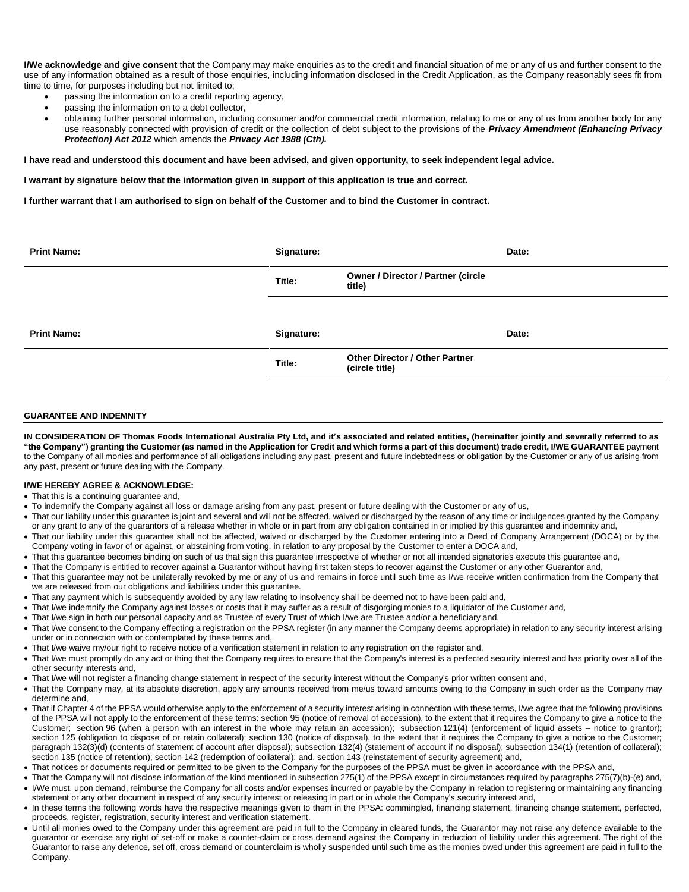**I/We acknowledge and give consent** that the Company may make enquiries as to the credit and financial situation of me or any of us and further consent to the use of any information obtained as a result of those enquiries, including information disclosed in the Credit Application, as the Company reasonably sees fit from time to time, for purposes including but not limited to;

- passing the information on to a credit reporting agency,
- passing the information on to a debt collector,
- obtaining further personal information, including consumer and/or commercial credit information, relating to me or any of us from another body for any use reasonably connected with provision of credit or the collection of debt subject to the provisions of the ***Privacy Amendment (Enhancing Privacy Protection) Act 2012*** which amends the ***Privacy Act 1988 (Cth).***

**I have read and understood this document and have been advised, and given opportunity, to seek independent legal advice.**

**I warrant by signature below that the information given in support of this application is true and correct.**

**I further warrant that I am authorised to sign on behalf of the Customer and to bind the Customer in contract.**

| **Print Name:** | **Signature:** | | **Date:** |
|---|---|---|---|
| | **Title:** | **Owner / Director / Partner (circle title)** | |
| **Print Name:** | **Signature:** | | **Date:** |
| | **Title:** | **Other Director / Other Partner (circle title)** | |

**GUARANTEE AND INDEMNITY**

**IN CONSIDERATION OF Thomas Foods International Australia Pty Ltd, and it's associated and related entities, (hereinafter jointly and severally referred to as "the Company") granting the Customer (as named in the Application for Credit and which forms a part of this document) trade credit, I/WE GUARANTEE** payment to the Company of all monies and performance of all obligations including any past, present and future indebtedness or obligation by the Customer or any of us arising from any past, present or future dealing with the Company.

**I/WE HEREBY AGREE & ACKNOWLEDGE:**

- That this is a continuing guarantee and,
- To indemnify the Company against all loss or damage arising from any past, present or future dealing with the Customer or any of us,
- That our liability under this guarantee is joint and several and will not be affected, waived or discharged by the reason of any time or indulgences granted by the Company or any grant to any of the guarantors of a release whether in whole or in part from any obligation contained in or implied by this guarantee and indemnity and,
- That our liability under this guarantee shall not be affected, waived or discharged by the Customer entering into a Deed of Company Arrangement (DOCA) or by the Company voting in favor of or against, or abstaining from voting, in relation to any proposal by the Customer to enter a DOCA and,
- That this guarantee becomes binding on such of us that sign this guarantee irrespective of whether or not all intended signatories execute this guarantee and,
- That the Company is entitled to recover against a Guarantor without having first taken steps to recover against the Customer or any other Guarantor and,
- That this guarantee may not be unilaterally revoked by me or any of us and remains in force until such time as I/we receive written confirmation from the Company that we are released from our obligations and liabilities under this guarantee.
- That any payment which is subsequently avoided by any law relating to insolvency shall be deemed not to have been paid and,
- That I/we indemnify the Company against losses or costs that it may suffer as a result of disgorging monies to a liquidator of the Customer and,
- That I/we sign in both our personal capacity and as Trustee of every Trust of which I/we are Trustee and/or a beneficiary and,
- That I/we consent to the Company effecting a registration on the PPSA register (in any manner the Company deems appropriate) in relation to any security interest arising under or in connection with or contemplated by these terms and,
- That I/we waive my/our right to receive notice of a verification statement in relation to any registration on the register and,
- That I/we must promptly do any act or thing that the Company requires to ensure that the Company's interest is a perfected security interest and has priority over all of the other security interests and,
- That I/we will not register a financing change statement in respect of the security interest without the Company's prior written consent and,
- That the Company may, at its absolute discretion, apply any amounts received from me/us toward amounts owing to the Company in such order as the Company may determine and,
- That if Chapter 4 of the PPSA would otherwise apply to the enforcement of a security interest arising in connection with these terms, I/we agree that the following provisions of the PPSA will not apply to the enforcement of these terms: section 95 (notice of removal of accession), to the extent that it requires the Company to give a notice to the Customer; section 96 (when a person with an interest in the whole may retain an accession); subsection 121(4) (enforcement of liquid assets – notice to grantor); section 125 (obligation to dispose of or retain collateral); section 130 (notice of disposal), to the extent that it requires the Company to give a notice to the Customer; paragraph 132(3)(d) (contents of statement of account after disposal); subsection 132(4) (statement of account if no disposal); subsection 134(1) (retention of collateral); section 135 (notice of retention); section 142 (redemption of collateral); and, section 143 (reinstatement of security agreement) and,
- That notices or documents required or permitted to be given to the Company for the purposes of the PPSA must be given in accordance with the PPSA and,
- That the Company will not disclose information of the kind mentioned in subsection 275(1) of the PPSA except in circumstances required by paragraphs 275(7)(b)-(e) and,
- I/We must, upon demand, reimburse the Company for all costs and/or expenses incurred or payable by the Company in relation to registering or maintaining any financing statement or any other document in respect of any security interest or releasing in part or in whole the Company's security interest and,
- In these terms the following words have the respective meanings given to them in the PPSA: commingled, financing statement, financing change statement, perfected, proceeds, register, registration, security interest and verification statement.
- Until all monies owed to the Company under this agreement are paid in full to the Company in cleared funds, the Guarantor may not raise any defence available to the guarantor or exercise any right of set-off or make a counter-claim or cross demand against the Company in reduction of liability under this agreement. The right of the Guarantor to raise any defence, set off, cross demand or counterclaim is wholly suspended until such time as the monies owed under this agreement are paid in full to the Company.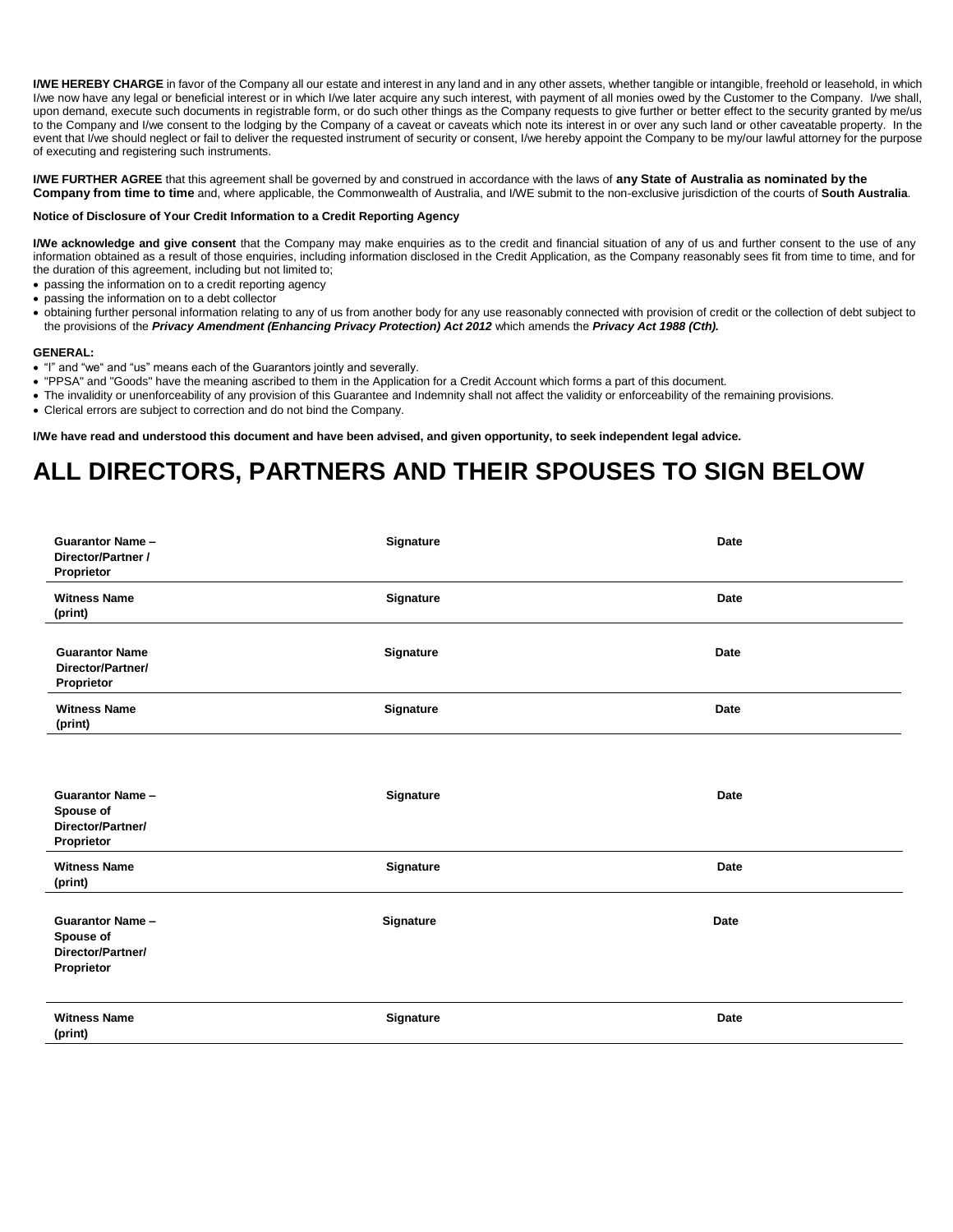**I/WE HEREBY CHARGE** in favor of the Company all our estate and interest in any land and in any other assets, whether tangible or intangible, freehold or leasehold, in which I/we now have any legal or beneficial interest or in which I/we later acquire any such interest, with payment of all monies owed by the Customer to the Company. I/we shall, upon demand, execute such documents in registrable form, or do such other things as the Company requests to give further or better effect to the security granted by me/us to the Company and I/we consent to the lodging by the Company of a caveat or caveats which note its interest in or over any such land or other caveatable property. In the event that I/we should neglect or fail to deliver the requested instrument of security or consent, I/we hereby appoint the Company to be my/our lawful attorney for the purpose of executing and registering such instruments.

**I/WE FURTHER AGREE** that this agreement shall be governed by and construed in accordance with the laws of **any State of Australia as nominated by the Company from time to time** and, where applicable, the Commonwealth of Australia, and I/WE submit to the non-exclusive jurisdiction of the courts of **South Australia**.

**Notice of Disclosure of Your Credit Information to a Credit Reporting Agency**

**I/We acknowledge and give consent** that the Company may make enquiries as to the credit and financial situation of any of us and further consent to the use of any information obtained as a result of those enquiries, including information disclosed in the Credit Application, as the Company reasonably sees fit from time to time, and for the duration of this agreement, including but not limited to;

- passing the information on to a credit reporting agency
- passing the information on to a debt collector
- obtaining further personal information relating to any of us from another body for any use reasonably connected with provision of credit or the collection of debt subject to the provisions of the ***Privacy Amendment (Enhancing Privacy Protection) Act 2012*** which amends the ***Privacy Act 1988 (Cth).***

**GENERAL:**

- "I" and "we" and "us" means each of the Guarantors jointly and severally.
- "PPSA" and "Goods" have the meaning ascribed to them in the Application for a Credit Account which forms a part of this document.
- The invalidity or unenforceability of any provision of this Guarantee and Indemnity shall not affect the validity or enforceability of the remaining provisions.
- Clerical errors are subject to correction and do not bind the Company.

**I/We have read and understood this document and have been advised, and given opportunity, to seek independent legal advice.**

# ALL DIRECTORS, PARTNERS AND THEIR SPOUSES TO SIGN BELOW

| Guarantor Name – Director/Partner / Proprietor | Signature | Date |
|---|---|---|
| Witness Name (print) | Signature | Date |
| Guarantor Name Director/Partner/ Proprietor | Signature | Date |
| Witness Name (print) | Signature | Date |
| Guarantor Name – Spouse of Director/Partner/ Proprietor | Signature | Date |
| Witness Name (print) | Signature | Date |
| Guarantor Name – Spouse of Director/Partner/ Proprietor | Signature | Date |
| Witness Name (print) | Signature | Date |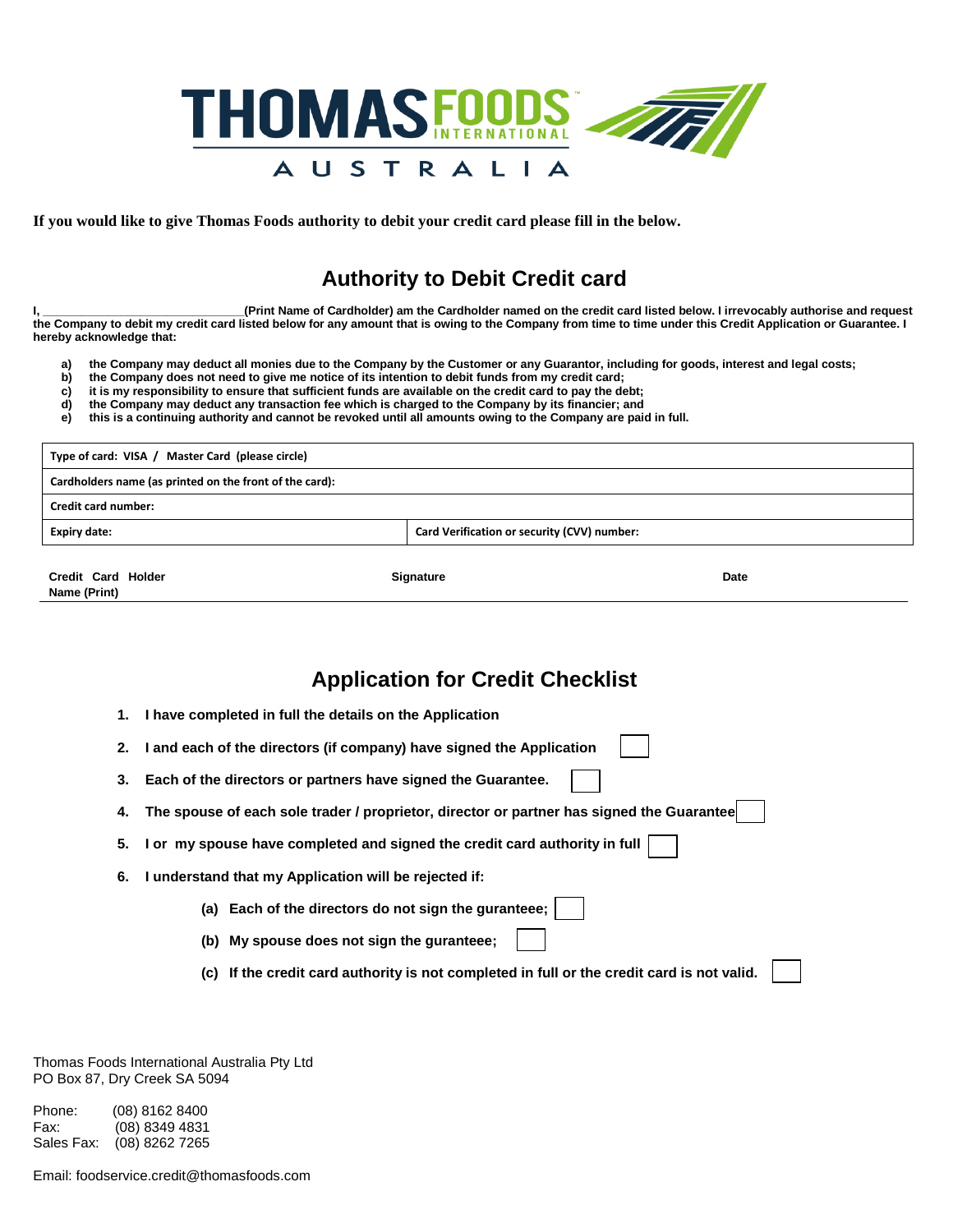THOMAS FOODS INTERNATIONAL AUSTRALIA

**If you would like to give Thomas Foods authority to debit your credit card please fill in the below.**

## Authority to Debit Credit card

**I, ______________________________(Print Name of Cardholder) am the Cardholder named on the credit card listed below. I irrevocably authorise and request the Company to debit my credit card listed below for any amount that is owing to the Company from time to time under this Credit Application or Guarantee. I hereby acknowledge that:**

- **a)** **the Company may deduct all monies due to the Company by the Customer or any Guarantor, including for goods, interest and legal costs;**
- **b)** **the Company does not need to give me notice of its intention to debit funds from my credit card;**
- **c)** **it is my responsibility to ensure that sufficient funds are available on the credit card to pay the debt;**
- **d)** **the Company may deduct any transaction fee which is charged to the Company by its financier; and**
- **e)** **this is a continuing authority and cannot be revoked until all amounts owing to the Company are paid in full.**

| | |
|---|---|
| **Type of card: VISA / Master Card (please circle)** | |
| **Cardholders name (as printed on the front of the card):** | |
| **Credit card number:** | |
| **Expiry date:** | **Card Verification or security (CVV) number:** |

| **Credit Card Holder Name (Print)** | **Signature** | **Date** |
|---|---|---|
| | | |

## Application for Credit Checklist

1. **I have completed in full the details on the Application**
2. **I and each of the directors (if company) have signed the Application** ☐
3. **Each of the directors or partners have signed the Guarantee.** ☐
4. **The spouse of each sole trader / proprietor, director or partner has signed the Guarantee** ☐
5. **I or my spouse have completed and signed the credit card authority in full** ☐
6. **I understand that my Application will be rejected if:**
   - **(a) Each of the directors do not sign the gurantee;** ☐
   - **(b) My spouse does not sign the gurantee;** ☐
   - **(c) If the credit card authority is not completed in full or the credit card is not valid.** ☐

Thomas Foods International Australia Pty Ltd
PO Box 87, Dry Creek SA 5094

Phone: (08) 8162 8400
Fax: (08) 8349 4831
Sales Fax: (08) 8262 7265

Email: foodservice.credit@thomasfoods.com